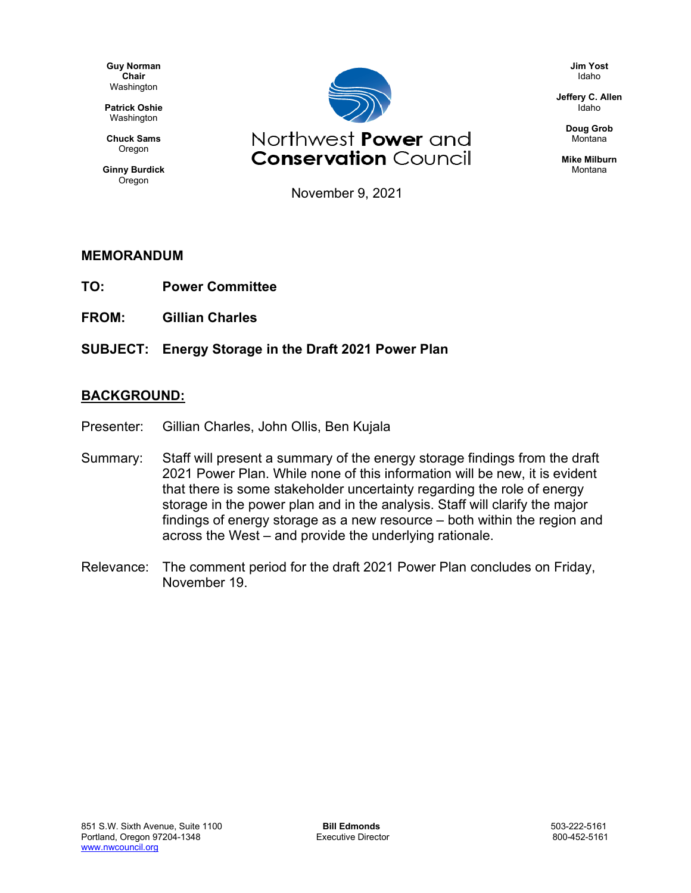**Guy Norman**
**Chair**
Washington

**Patrick Oshie**
Washington

**Chuck Sams**
Oregon

**Ginny Burdick**
Oregon

Northwest **Power** and **Conservation** Council

**Jim Yost**
Idaho

**Jeffery C. Allen**
Idaho

**Doug Grob**
Montana

**Mike Milburn**
Montana

November 9, 2021

## MEMORANDUM

**TO:** **Power Committee**

**FROM:** **Gillian Charles**

**SUBJECT:** **Energy Storage in the Draft 2021 Power Plan**

## BACKGROUND:

Presenter: Gillian Charles, John Ollis, Ben Kujala

Summary: Staff will present a summary of the energy storage findings from the draft 2021 Power Plan. While none of this information will be new, it is evident that there is some stakeholder uncertainty regarding the role of energy storage in the power plan and in the analysis. Staff will clarify the major findings of energy storage as a new resource – both within the region and across the West – and provide the underlying rationale.

Relevance: The comment period for the draft 2021 Power Plan concludes on Friday, November 19.

851 S.W. Sixth Avenue, Suite 1100
Portland, Oregon 97204-1348
www.nwcouncil.org

**Bill Edmonds**
Executive Director

503-222-5161
800-452-5161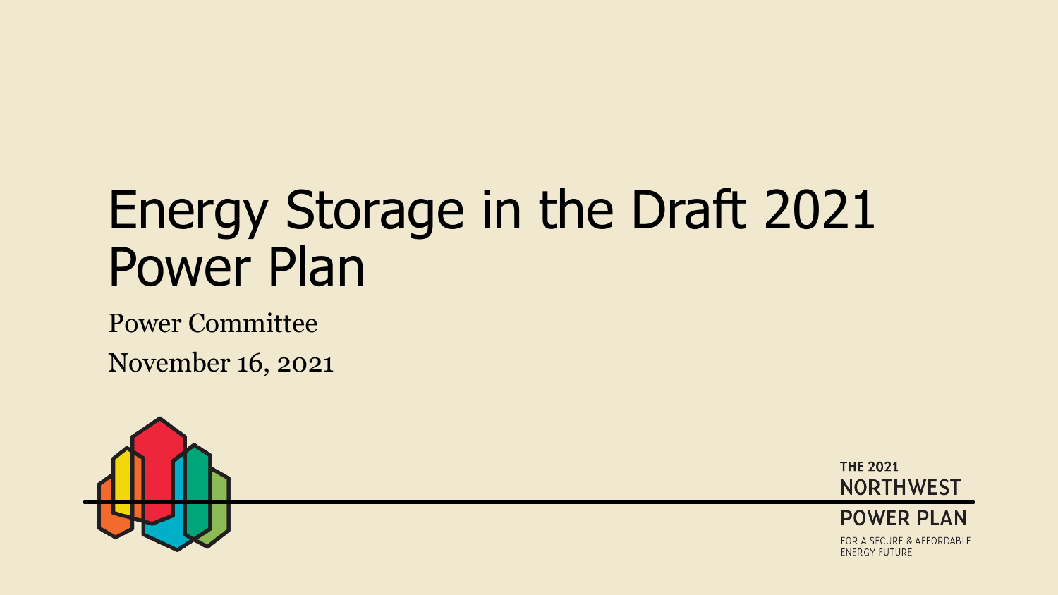# Energy Storage in the Draft 2021 Power Plan

Power Committee

November 16, 2021

THE 2021 NORTHWEST POWER PLAN

FOR A SECURE & AFFORDABLE ENERGY FUTURE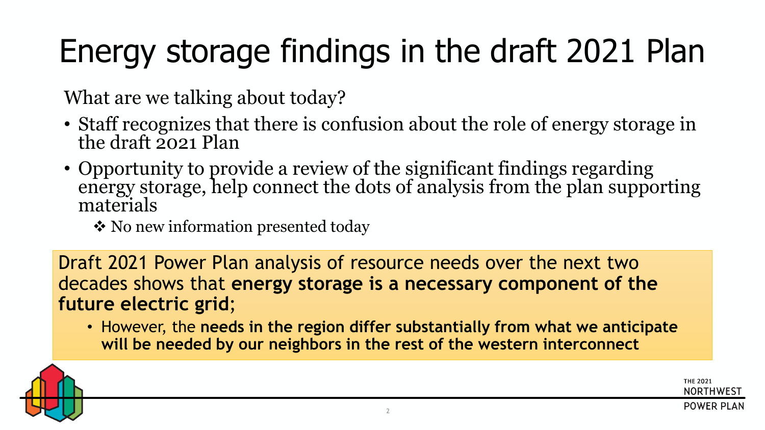# Energy storage findings in the draft 2021 Plan

What are we talking about today?

- Staff recognizes that there is confusion about the role of energy storage in the draft 2021 Plan
- Opportunity to provide a review of the significant findings regarding energy storage, help connect the dots of analysis from the plan supporting materials
  - ❖ No new information presented today

Draft 2021 Power Plan analysis of resource needs over the next two decades shows that **energy storage is a necessary component of the future electric grid**;

- However, the **needs in the region differ substantially from what we anticipate will be needed by our neighbors in the rest of the western interconnect**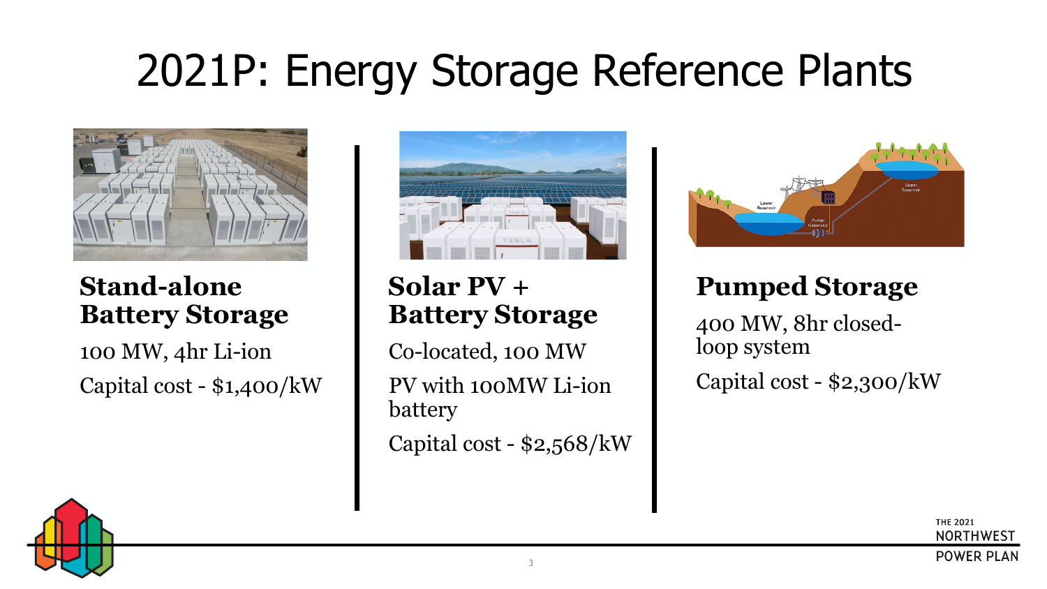# 2021P: Energy Storage Reference Plants

### Stand-alone Battery Storage

100 MW, 4hr Li-ion

Capital cost - $1,400/kW

### Solar PV + Battery Storage

Co-located, 100 MW

PV with 100MW Li-ion battery

Capital cost - $2,568/kW

### Pumped Storage

400 MW, 8hr closed-loop system

Capital cost - $2,300/kW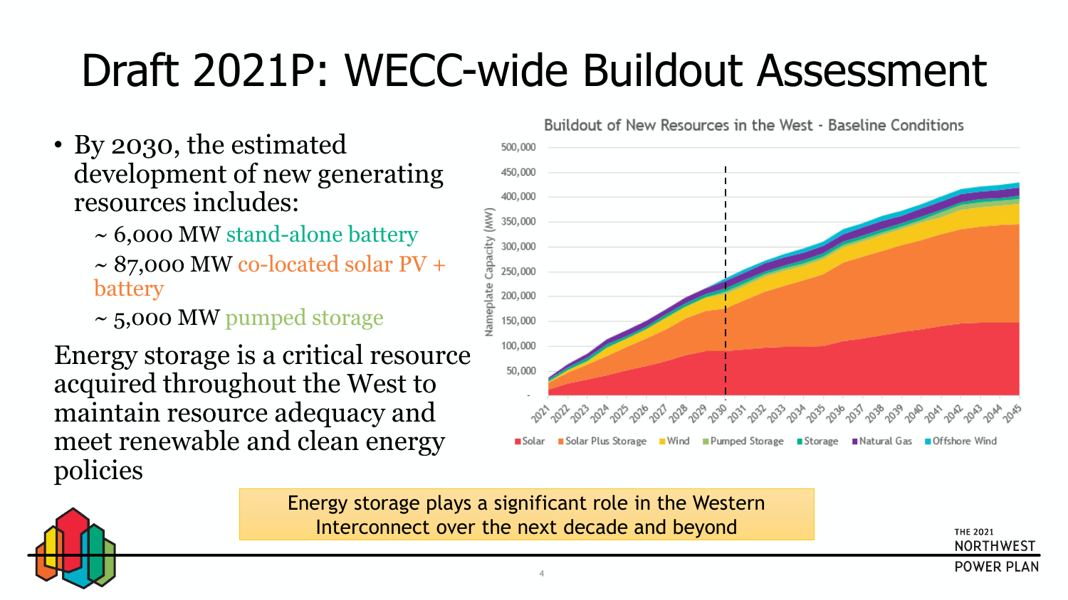# Draft 2021P: WECC-wide Buildout Assessment

- By 2030, the estimated development of new generating resources includes:
  - ~ 6,000 MW stand-alone battery
  - ~ 87,000 MW co-located solar PV + battery
  - ~ 5,000 MW pumped storage

Energy storage is a critical resource acquired throughout the West to maintain resource adequacy and meet renewable and clean energy policies

Buildout of New Resources in the West - Baseline Conditions

Energy storage plays a significant role in the Western Interconnect over the next decade and beyond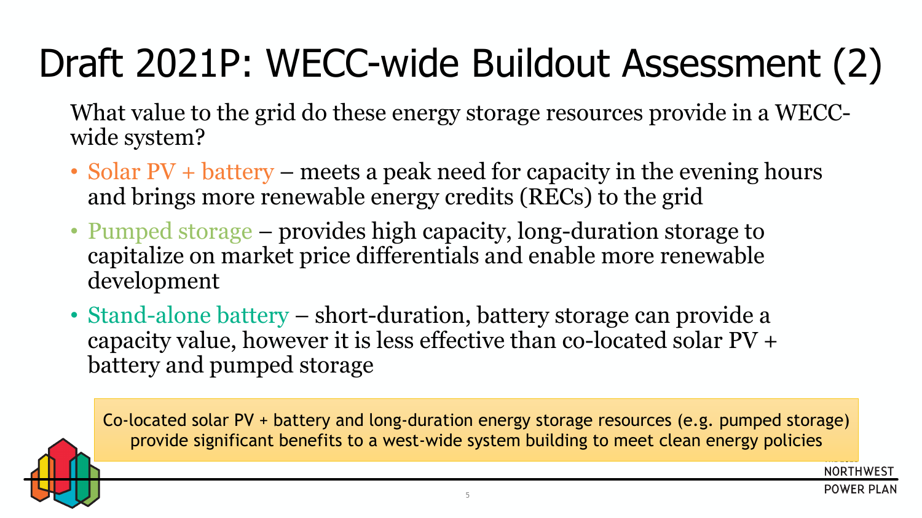# Draft 2021P: WECC-wide Buildout Assessment (2)

What value to the grid do these energy storage resources provide in a WECC-wide system?

- Solar PV + battery – meets a peak need for capacity in the evening hours and brings more renewable energy credits (RECs) to the grid
- Pumped storage – provides high capacity, long-duration storage to capitalize on market price differentials and enable more renewable development
- Stand-alone battery – short-duration, battery storage can provide a capacity value, however it is less effective than co-located solar PV + battery and pumped storage

Co-located solar PV + battery and long-duration energy storage resources (e.g. pumped storage) provide significant benefits to a west-wide system building to meet clean energy policies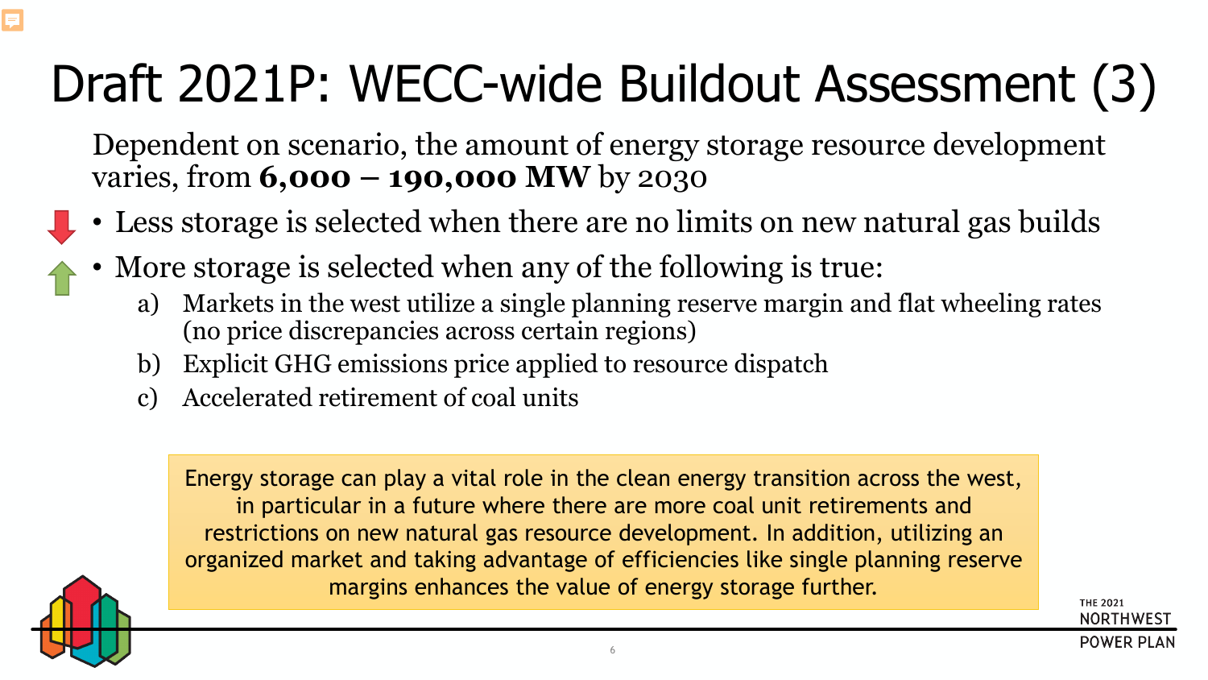# Draft 2021P: WECC-wide Buildout Assessment (3)

Dependent on scenario, the amount of energy storage resource development varies, from **6,000 – 190,000 MW** by 2030

- Less storage is selected when there are no limits on new natural gas builds
- More storage is selected when any of the following is true:
  a) Markets in the west utilize a single planning reserve margin and flat wheeling rates (no price discrepancies across certain regions)
  b) Explicit GHG emissions price applied to resource dispatch
  c) Accelerated retirement of coal units

Energy storage can play a vital role in the clean energy transition across the west, in particular in a future where there are more coal unit retirements and restrictions on new natural gas resource development. In addition, utilizing an organized market and taking advantage of efficiencies like single planning reserve margins enhances the value of energy storage further.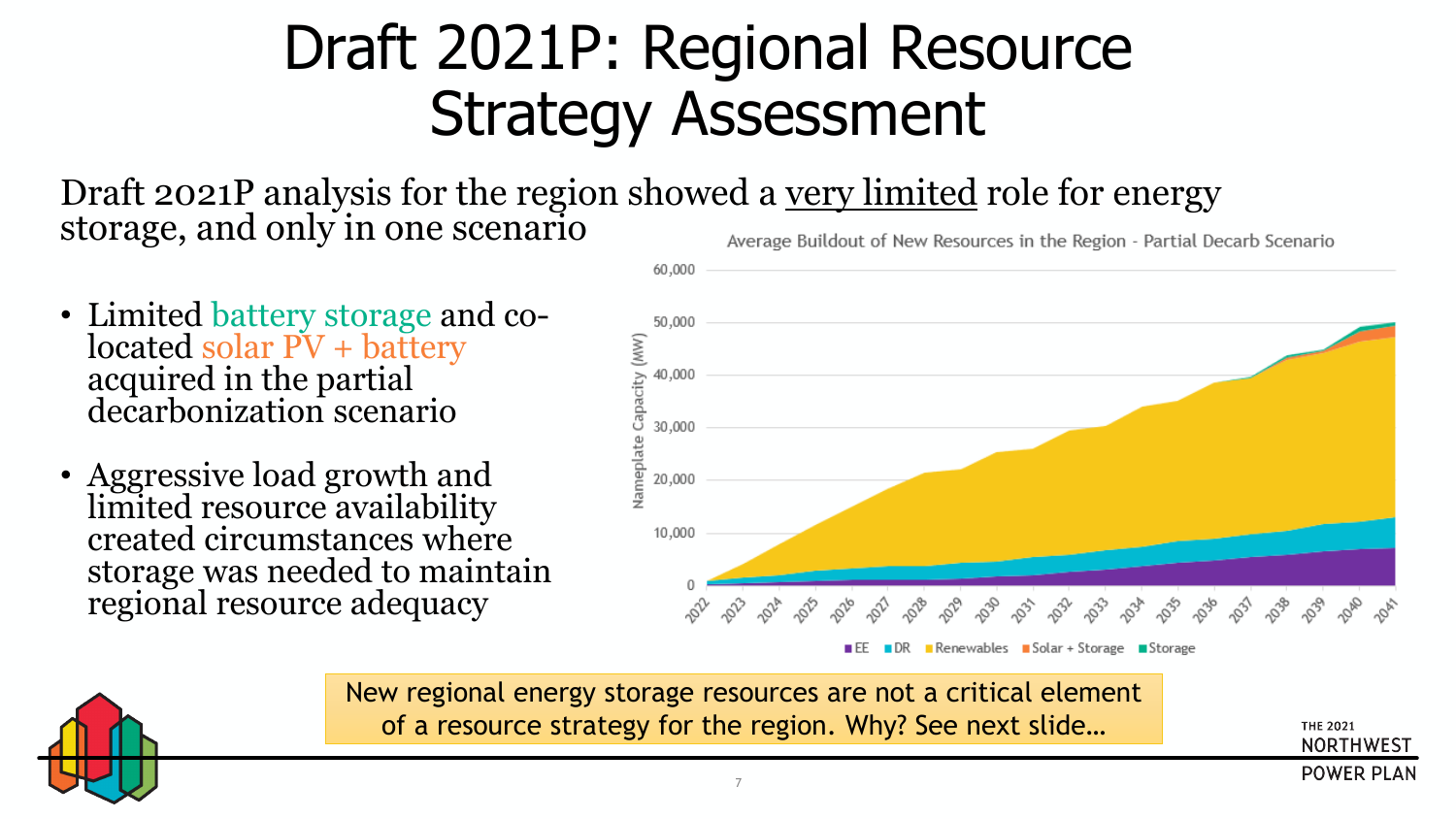# Draft 2021P: Regional Resource Strategy Assessment

Draft 2021P analysis for the region showed a very limited role for energy storage, and only in one scenario

- Limited battery storage and co-located solar PV + battery acquired in the partial decarbonization scenario
- Aggressive load growth and limited resource availability created circumstances where storage was needed to maintain regional resource adequacy

Average Buildout of New Resources in the Region - Partial Decarb Scenario

Nameplate Capacity (MW)

EE | DR | Renewables | Solar + Storage | Storage

New regional energy storage resources are not a critical element of a resource strategy for the region. Why? See next slide…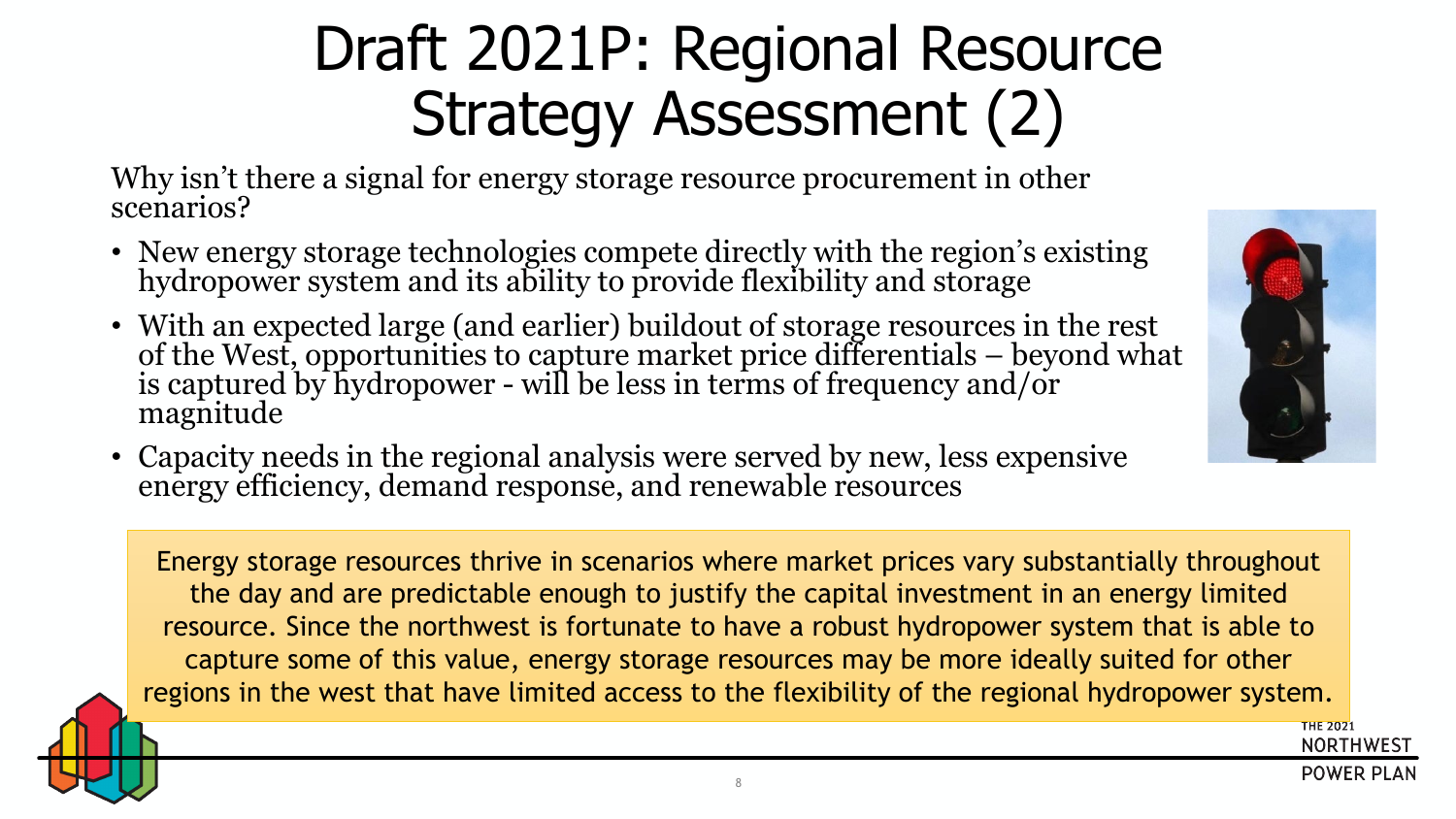# Draft 2021P: Regional Resource Strategy Assessment (2)

Why isn't there a signal for energy storage resource procurement in other scenarios?

- New energy storage technologies compete directly with the region's existing hydropower system and its ability to provide flexibility and storage
- With an expected large (and earlier) buildout of storage resources in the rest of the West, opportunities to capture market price differentials – beyond what is captured by hydropower - will be less in terms of frequency and/or magnitude
- Capacity needs in the regional analysis were served by new, less expensive energy efficiency, demand response, and renewable resources

Energy storage resources thrive in scenarios where market prices vary substantially throughout the day and are predictable enough to justify the capital investment in an energy limited resource. Since the northwest is fortunate to have a robust hydropower system that is able to capture some of this value, energy storage resources may be more ideally suited for other regions in the west that have limited access to the flexibility of the regional hydropower system.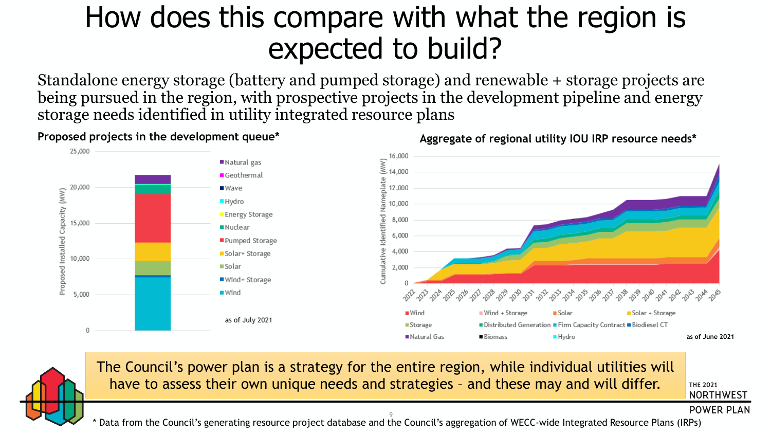# How does this compare with what the region is expected to build?

Standalone energy storage (battery and pumped storage) and renewable + storage projects are being pursued in the region, with prospective projects in the development pipeline and energy storage needs identified in utility integrated resource plans

**Proposed projects in the development queue***

Proposed Installed Capacity (MW)

Legend: Natural gas, Geothermal, Wave, Hydro, Energy Storage, Nuclear, Pumped Storage, Solar+ Storage, Solar, Wind+ Storage, Wind

as of July 2021

**Aggregate of regional utility IOU IRP resource needs***

Cumulative Identified Nameplate (MW)

Legend: Wind, Wind + Storage, Solar, Solar + Storage, Storage, Distributed Generation, Firm Capacity Contract, Biodiesel CT, Natural Gas, Biomass, Hydro

as of June 2021

The Council's power plan is a strategy for the entire region, while individual utilities will have to assess their own unique needs and strategies – and these may and will differ.

THE 2021 NORTHWEST POWER PLAN

* Data from the Council's generating resource project database and the Council's aggregation of WECC-wide Integrated Resource Plans (IRPs)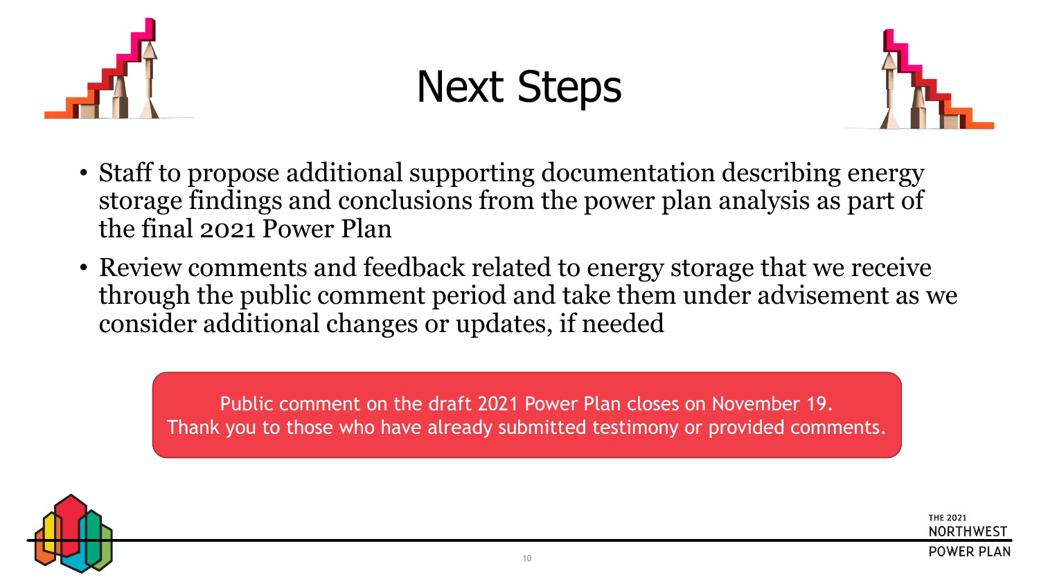# Next Steps

- Staff to propose additional supporting documentation describing energy storage findings and conclusions from the power plan analysis as part of the final 2021 Power Plan
- Review comments and feedback related to energy storage that we receive through the public comment period and take them under advisement as we consider additional changes or updates, if needed

Public comment on the draft 2021 Power Plan closes on November 19.
Thank you to those who have already submitted testimony or provided comments.